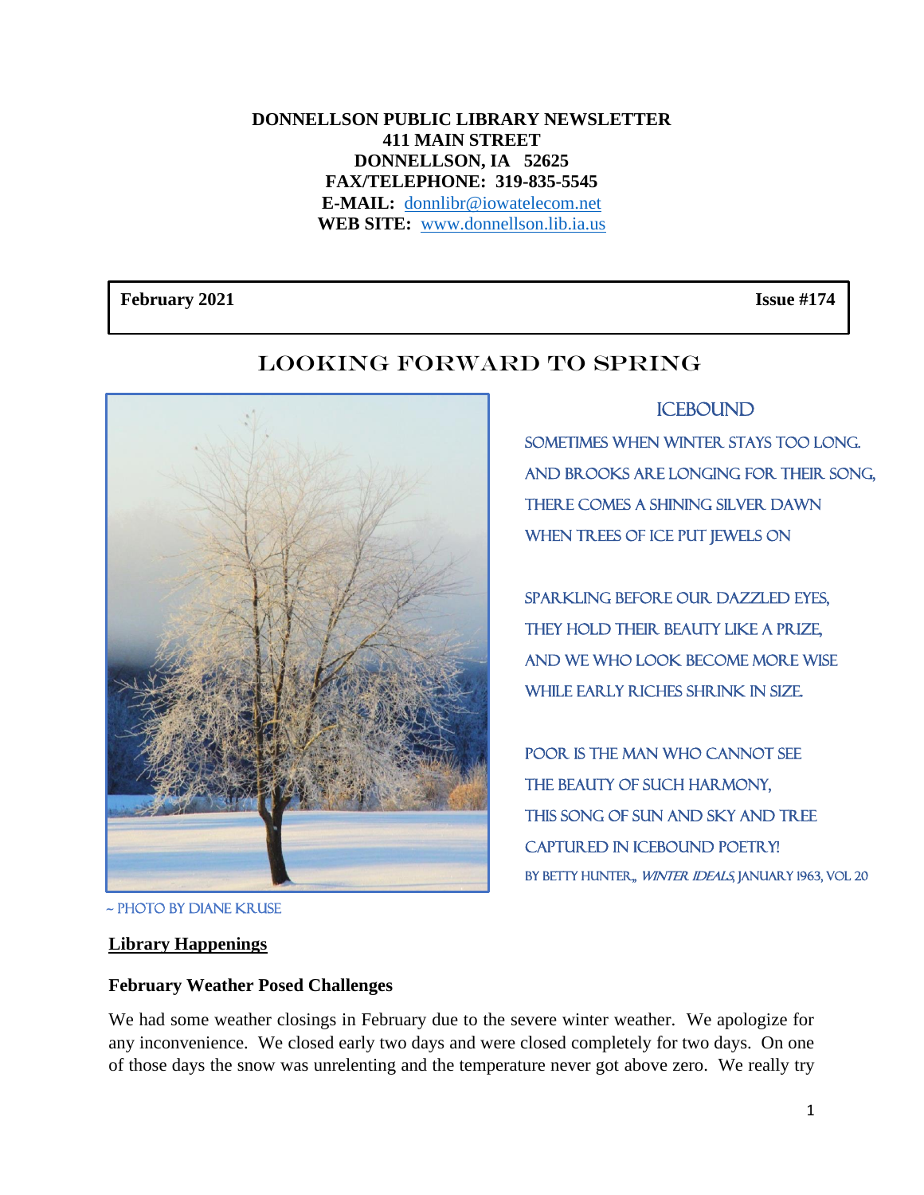**DONNELLSON PUBLIC LIBRARY NEWSLETTER**
**411 MAIN STREET**
**DONNELLSON, IA 52625**
**FAX/TELEPHONE: 319-835-5545**
**E-MAIL:** donnlibr@iowatelecom.net
**WEB SITE:** www.donnellson.lib.ia.us

**February 2021** **Issue #174**

# LOOKING FORWARD TO SPRING

~ PHOTO BY DIANE KRUSE

## ICEBOUND

SOMETIMES WHEN WINTER STAYS TOO LONG.
AND BROOKS ARE LONGING FOR THEIR SONG,
THERE COMES A SHINING SILVER DAWN
WHEN TREES OF ICE PUT JEWELS ON

SPARKLING BEFORE OUR DAZZLED EYES,
THEY HOLD THEIR BEAUTY LIKE A PRIZE,
AND WE WHO LOOK BECOME MORE WISE
WHILE EARLY RICHES SHRINK IN SIZE.

POOR IS THE MAN WHO CANNOT SEE
THE BEAUTY OF SUCH HARMONY,
THIS SONG OF SUN AND SKY AND TREE
CAPTURED IN ICEBOUND POETRY!

BY BETTY HUNTER,, *WINTER IDEALS*, JANUARY 1963, VOL 20

## Library Happenings

### February Weather Posed Challenges

We had some weather closings in February due to the severe winter weather. We apologize for any inconvenience. We closed early two days and were closed completely for two days. On one of those days the snow was unrelenting and the temperature never got above zero. We really try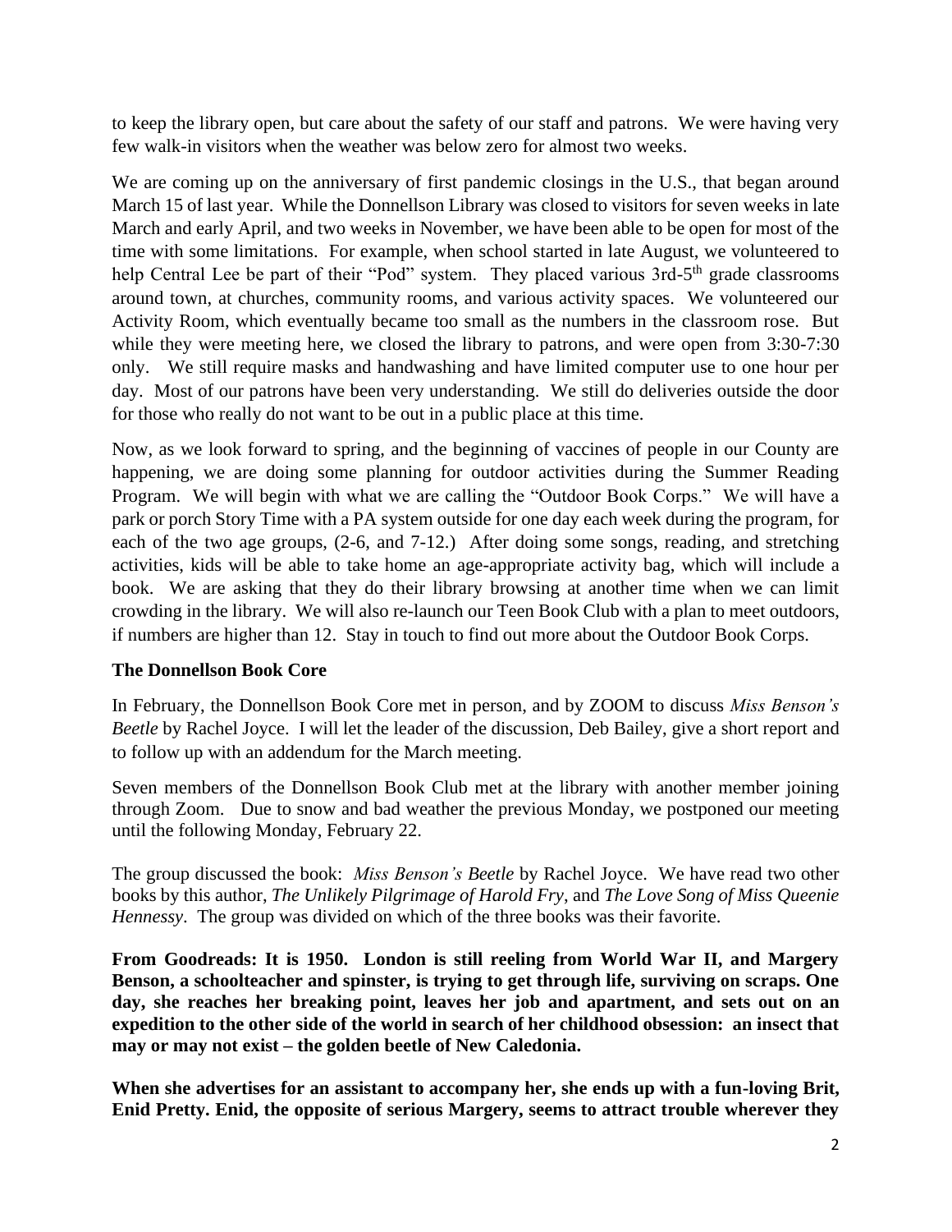to keep the library open, but care about the safety of our staff and patrons. We were having very few walk-in visitors when the weather was below zero for almost two weeks.

We are coming up on the anniversary of first pandemic closings in the U.S., that began around March 15 of last year. While the Donnellson Library was closed to visitors for seven weeks in late March and early April, and two weeks in November, we have been able to be open for most of the time with some limitations. For example, when school started in late August, we volunteered to help Central Lee be part of their "Pod" system. They placed various 3rd-5th grade classrooms around town, at churches, community rooms, and various activity spaces. We volunteered our Activity Room, which eventually became too small as the numbers in the classroom rose. But while they were meeting here, we closed the library to patrons, and were open from 3:30-7:30 only. We still require masks and handwashing and have limited computer use to one hour per day. Most of our patrons have been very understanding. We still do deliveries outside the door for those who really do not want to be out in a public place at this time.

Now, as we look forward to spring, and the beginning of vaccines of people in our County are happening, we are doing some planning for outdoor activities during the Summer Reading Program. We will begin with what we are calling the "Outdoor Book Corps." We will have a park or porch Story Time with a PA system outside for one day each week during the program, for each of the two age groups, (2-6, and 7-12.) After doing some songs, reading, and stretching activities, kids will be able to take home an age-appropriate activity bag, which will include a book. We are asking that they do their library browsing at another time when we can limit crowding in the library. We will also re-launch our Teen Book Club with a plan to meet outdoors, if numbers are higher than 12. Stay in touch to find out more about the Outdoor Book Corps.

**The Donnellson Book Core**

In February, the Donnellson Book Core met in person, and by ZOOM to discuss *Miss Benson's Beetle* by Rachel Joyce. I will let the leader of the discussion, Deb Bailey, give a short report and to follow up with an addendum for the March meeting.

Seven members of the Donnellson Book Club met at the library with another member joining through Zoom. Due to snow and bad weather the previous Monday, we postponed our meeting until the following Monday, February 22.

The group discussed the book: *Miss Benson's Beetle* by Rachel Joyce. We have read two other books by this author, *The Unlikely Pilgrimage of Harold Fry*, and *The Love Song of Miss Queenie Hennessy*. The group was divided on which of the three books was their favorite.

**From Goodreads: It is 1950. London is still reeling from World War II, and Margery Benson, a schoolteacher and spinster, is trying to get through life, surviving on scraps. One day, she reaches her breaking point, leaves her job and apartment, and sets out on an expedition to the other side of the world in search of her childhood obsession: an insect that may or may not exist – the golden beetle of New Caledonia.**

**When she advertises for an assistant to accompany her, she ends up with a fun-loving Brit, Enid Pretty. Enid, the opposite of serious Margery, seems to attract trouble wherever they**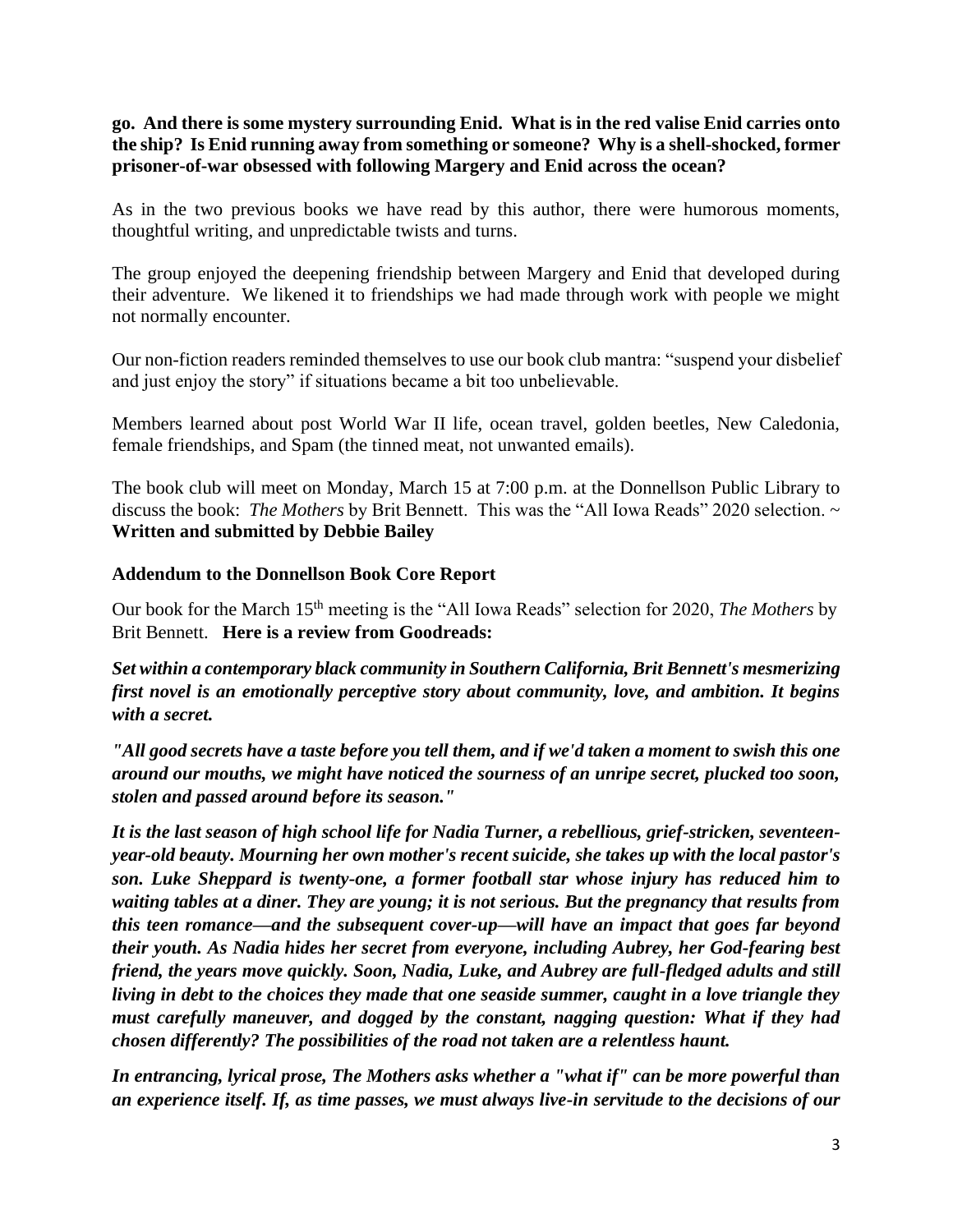**go. And there is some mystery surrounding Enid. What is in the red valise Enid carries onto the ship? Is Enid running away from something or someone? Why is a shell-shocked, former prisoner-of-war obsessed with following Margery and Enid across the ocean?**

As in the two previous books we have read by this author, there were humorous moments, thoughtful writing, and unpredictable twists and turns.

The group enjoyed the deepening friendship between Margery and Enid that developed during their adventure. We likened it to friendships we had made through work with people we might not normally encounter.

Our non-fiction readers reminded themselves to use our book club mantra: "suspend your disbelief and just enjoy the story" if situations became a bit too unbelievable.

Members learned about post World War II life, ocean travel, golden beetles, New Caledonia, female friendships, and Spam (the tinned meat, not unwanted emails).

The book club will meet on Monday, March 15 at 7:00 p.m. at the Donnellson Public Library to discuss the book: *The Mothers* by Brit Bennett. This was the "All Iowa Reads" 2020 selection. ~ **Written and submitted by Debbie Bailey**

**Addendum to the Donnellson Book Core Report**

Our book for the March 15th meeting is the "All Iowa Reads" selection for 2020, *The Mothers* by Brit Bennett. **Here is a review from Goodreads:**

***Set within a contemporary black community in Southern California, Brit Bennett's mesmerizing first novel is an emotionally perceptive story about community, love, and ambition. It begins with a secret.***

***"All good secrets have a taste before you tell them, and if we'd taken a moment to swish this one around our mouths, we might have noticed the sourness of an unripe secret, plucked too soon, stolen and passed around before its season."***

***It is the last season of high school life for Nadia Turner, a rebellious, grief-stricken, seventeen-year-old beauty. Mourning her own mother's recent suicide, she takes up with the local pastor's son. Luke Sheppard is twenty-one, a former football star whose injury has reduced him to waiting tables at a diner. They are young; it is not serious. But the pregnancy that results from this teen romance—and the subsequent cover-up—will have an impact that goes far beyond their youth. As Nadia hides her secret from everyone, including Aubrey, her God-fearing best friend, the years move quickly. Soon, Nadia, Luke, and Aubrey are full-fledged adults and still living in debt to the choices they made that one seaside summer, caught in a love triangle they must carefully maneuver, and dogged by the constant, nagging question: What if they had chosen differently? The possibilities of the road not taken are a relentless haunt.***

***In entrancing, lyrical prose, The Mothers asks whether a "what if" can be more powerful than an experience itself. If, as time passes, we must always live-in servitude to the decisions of our***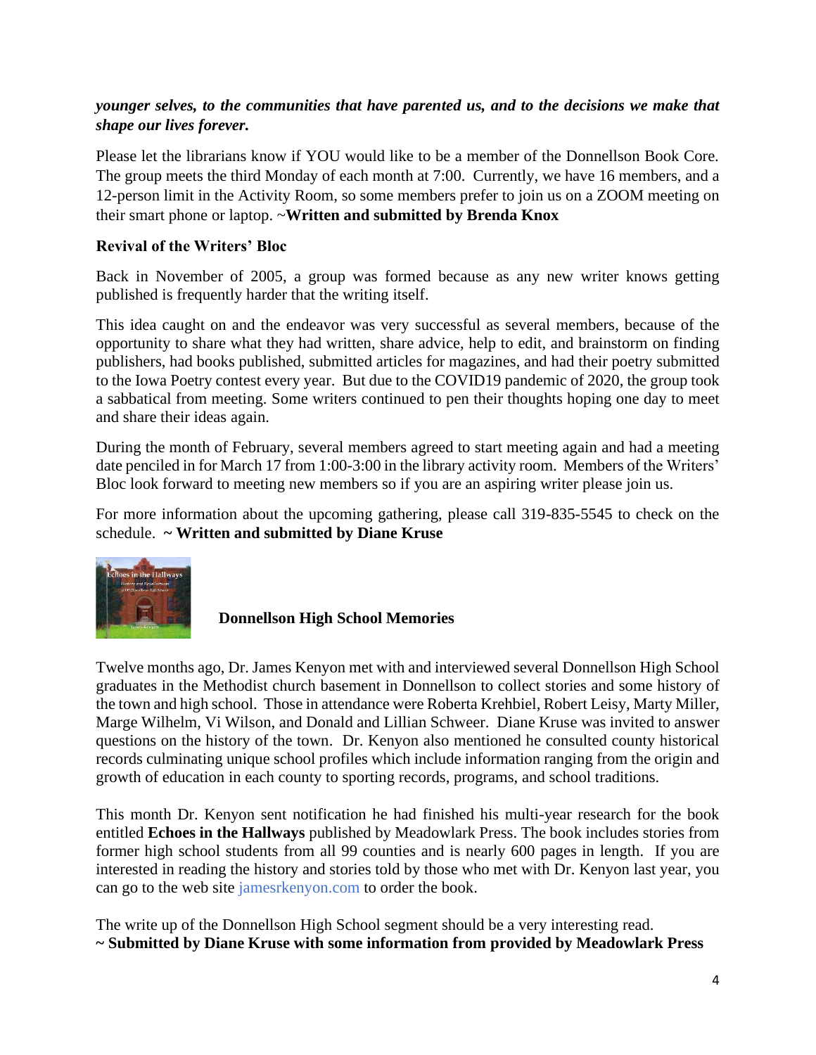***younger selves, to the communities that have parented us, and to the decisions we make that shape our lives forever.***

Please let the librarians know if YOU would like to be a member of the Donnellson Book Core. The group meets the third Monday of each month at 7:00. Currently, we have 16 members, and a 12-person limit in the Activity Room, so some members prefer to join us on a ZOOM meeting on their smart phone or laptop. ~**Written and submitted by Brenda Knox**

**Revival of the Writers' Bloc**

Back in November of 2005, a group was formed because as any new writer knows getting published is frequently harder that the writing itself.

This idea caught on and the endeavor was very successful as several members, because of the opportunity to share what they had written, share advice, help to edit, and brainstorm on finding publishers, had books published, submitted articles for magazines, and had their poetry submitted to the Iowa Poetry contest every year. But due to the COVID19 pandemic of 2020, the group took a sabbatical from meeting. Some writers continued to pen their thoughts hoping one day to meet and share their ideas again.

During the month of February, several members agreed to start meeting again and had a meeting date penciled in for March 17 from 1:00-3:00 in the library activity room. Members of the Writers' Bloc look forward to meeting new members so if you are an aspiring writer please join us.

For more information about the upcoming gathering, please call 319-835-5545 to check on the schedule. **~ Written and submitted by Diane Kruse**

**Donnellson High School Memories**

Twelve months ago, Dr. James Kenyon met with and interviewed several Donnellson High School graduates in the Methodist church basement in Donnellson to collect stories and some history of the town and high school. Those in attendance were Roberta Krehbiel, Robert Leisy, Marty Miller, Marge Wilhelm, Vi Wilson, and Donald and Lillian Schweer. Diane Kruse was invited to answer questions on the history of the town. Dr. Kenyon also mentioned he consulted county historical records culminating unique school profiles which include information ranging from the origin and growth of education in each county to sporting records, programs, and school traditions.

This month Dr. Kenyon sent notification he had finished his multi-year research for the book entitled **Echoes in the Hallways** published by Meadowlark Press. The book includes stories from former high school students from all 99 counties and is nearly 600 pages in length. If you are interested in reading the history and stories told by those who met with Dr. Kenyon last year, you can go to the web site jamesrkenyon.com to order the book.

The write up of the Donnellson High School segment should be a very interesting read.
**~ Submitted by Diane Kruse with some information from provided by Meadowlark Press**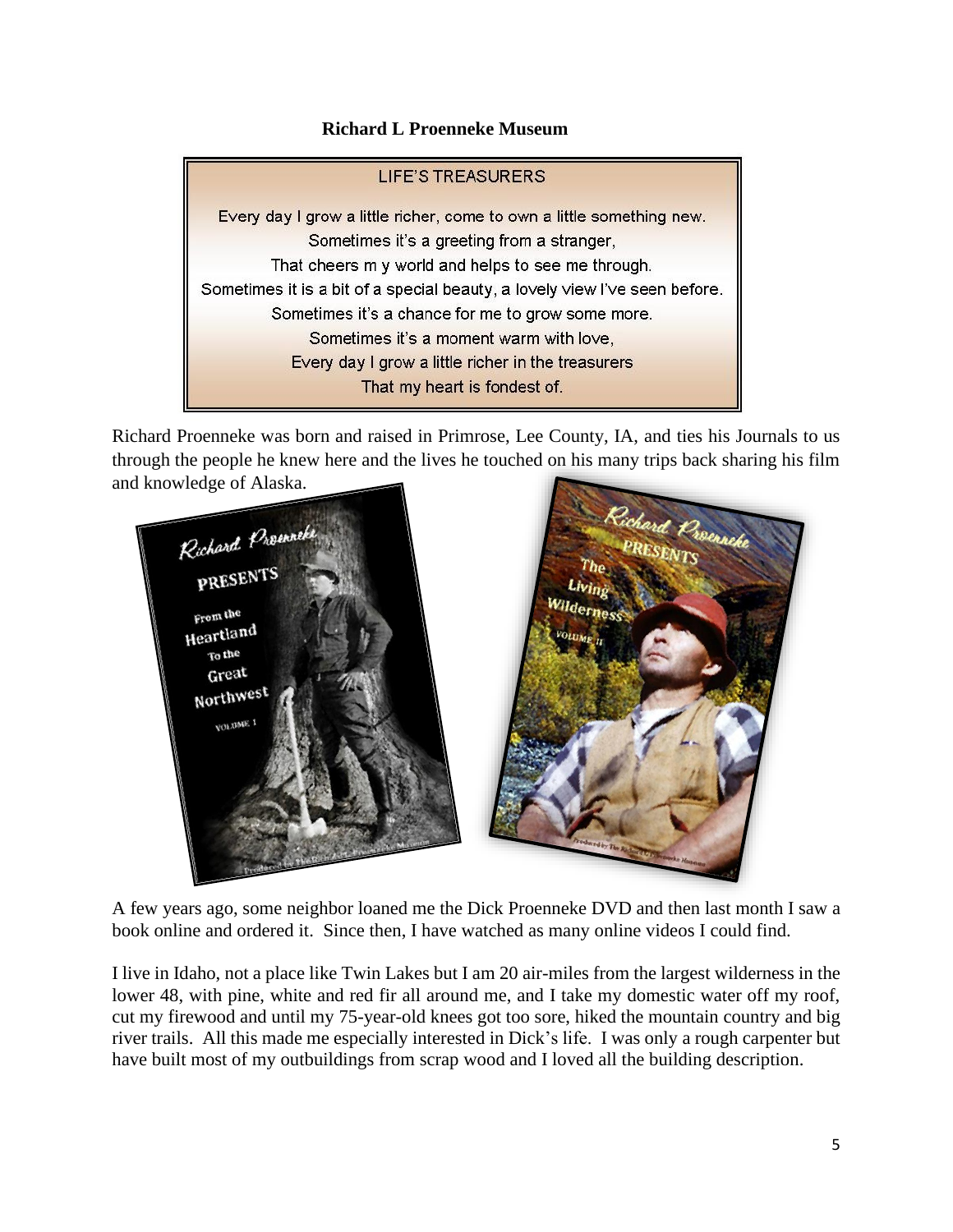**Richard L Proenneke Museum**

LIFE'S TREASURERS

Every day I grow a little richer, come to own a little something new.
Sometimes it's a greeting from a stranger,
That cheers m y world and helps to see me through.
Sometimes it is a bit of a special beauty, a lovely view I've seen before.
Sometimes it's a chance for me to grow some more.
Sometimes it's a moment warm with love,
Every day I grow a little richer in the treasurers
That my heart is fondest of.

Richard Proenneke was born and raised in Primrose, Lee County, IA, and ties his Journals to us through the people he knew here and the lives he touched on his many trips back sharing his film and knowledge of Alaska.

A few years ago, some neighbor loaned me the Dick Proenneke DVD and then last month I saw a book online and ordered it. Since then, I have watched as many online videos I could find.

I live in Idaho, not a place like Twin Lakes but I am 20 air-miles from the largest wilderness in the lower 48, with pine, white and red fir all around me, and I take my domestic water off my roof, cut my firewood and until my 75-year-old knees got too sore, hiked the mountain country and big river trails. All this made me especially interested in Dick's life. I was only a rough carpenter but have built most of my outbuildings from scrap wood and I loved all the building description.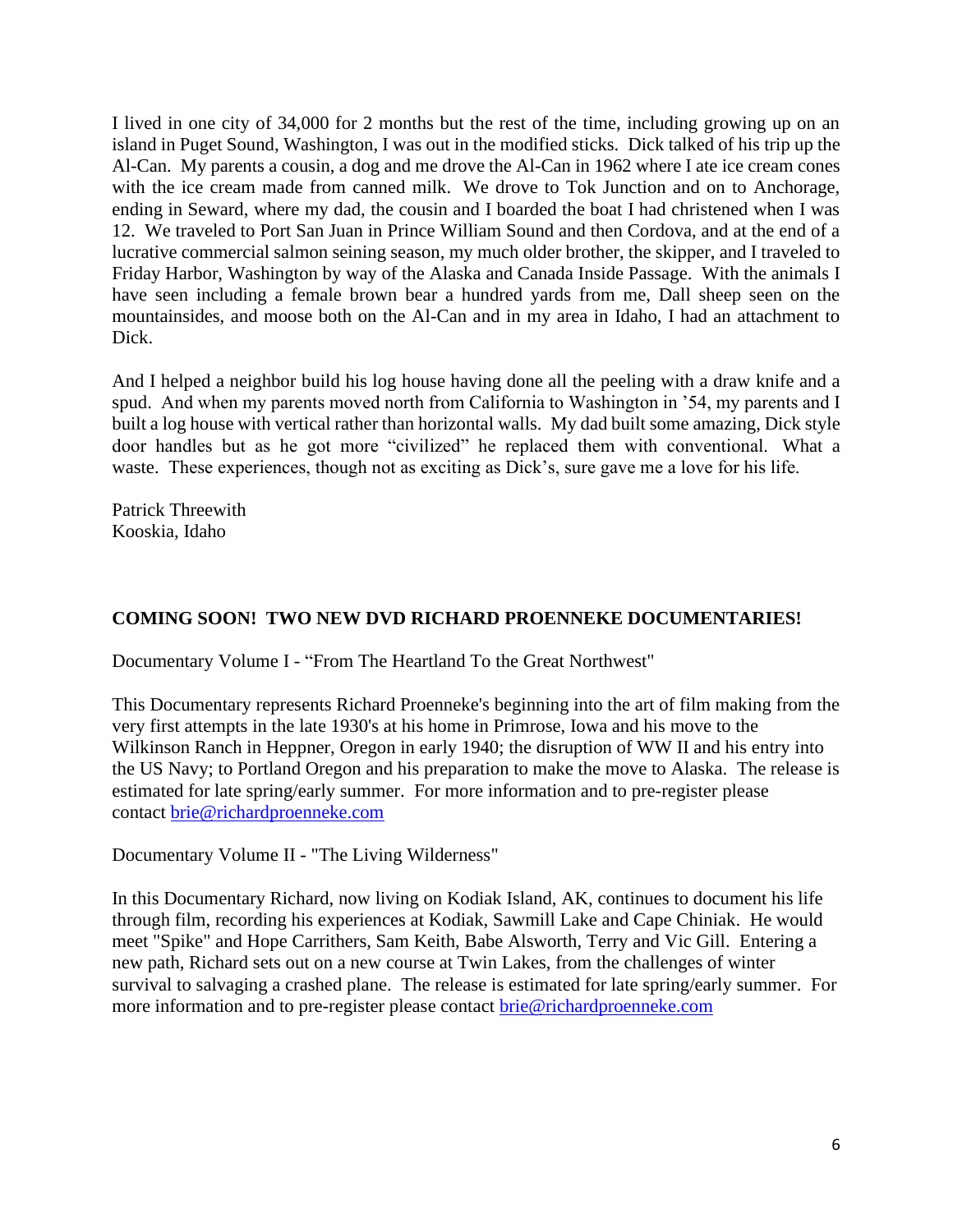I lived in one city of 34,000 for 2 months but the rest of the time, including growing up on an island in Puget Sound, Washington, I was out in the modified sticks. Dick talked of his trip up the Al-Can. My parents a cousin, a dog and me drove the Al-Can in 1962 where I ate ice cream cones with the ice cream made from canned milk. We drove to Tok Junction and on to Anchorage, ending in Seward, where my dad, the cousin and I boarded the boat I had christened when I was 12. We traveled to Port San Juan in Prince William Sound and then Cordova, and at the end of a lucrative commercial salmon seining season, my much older brother, the skipper, and I traveled to Friday Harbor, Washington by way of the Alaska and Canada Inside Passage. With the animals I have seen including a female brown bear a hundred yards from me, Dall sheep seen on the mountainsides, and moose both on the Al-Can and in my area in Idaho, I had an attachment to Dick.

And I helped a neighbor build his log house having done all the peeling with a draw knife and a spud. And when my parents moved north from California to Washington in '54, my parents and I built a log house with vertical rather than horizontal walls. My dad built some amazing, Dick style door handles but as he got more "civilized" he replaced them with conventional. What a waste. These experiences, though not as exciting as Dick's, sure gave me a love for his life.

Patrick Threewith
Kooskia, Idaho

**COMING SOON! TWO NEW DVD RICHARD PROENNEKE DOCUMENTARIES!**

Documentary Volume I - "From The Heartland To the Great Northwest"

This Documentary represents Richard Proenneke's beginning into the art of film making from the very first attempts in the late 1930's at his home in Primrose, Iowa and his move to the Wilkinson Ranch in Heppner, Oregon in early 1940; the disruption of WW II and his entry into the US Navy; to Portland Oregon and his preparation to make the move to Alaska. The release is estimated for late spring/early summer. For more information and to pre-register please contact brie@richardproenneke.com

Documentary Volume II - "The Living Wilderness"

In this Documentary Richard, now living on Kodiak Island, AK, continues to document his life through film, recording his experiences at Kodiak, Sawmill Lake and Cape Chiniak. He would meet "Spike" and Hope Carrithers, Sam Keith, Babe Alsworth, Terry and Vic Gill. Entering a new path, Richard sets out on a new course at Twin Lakes, from the challenges of winter survival to salvaging a crashed plane. The release is estimated for late spring/early summer. For more information and to pre-register please contact brie@richardproenneke.com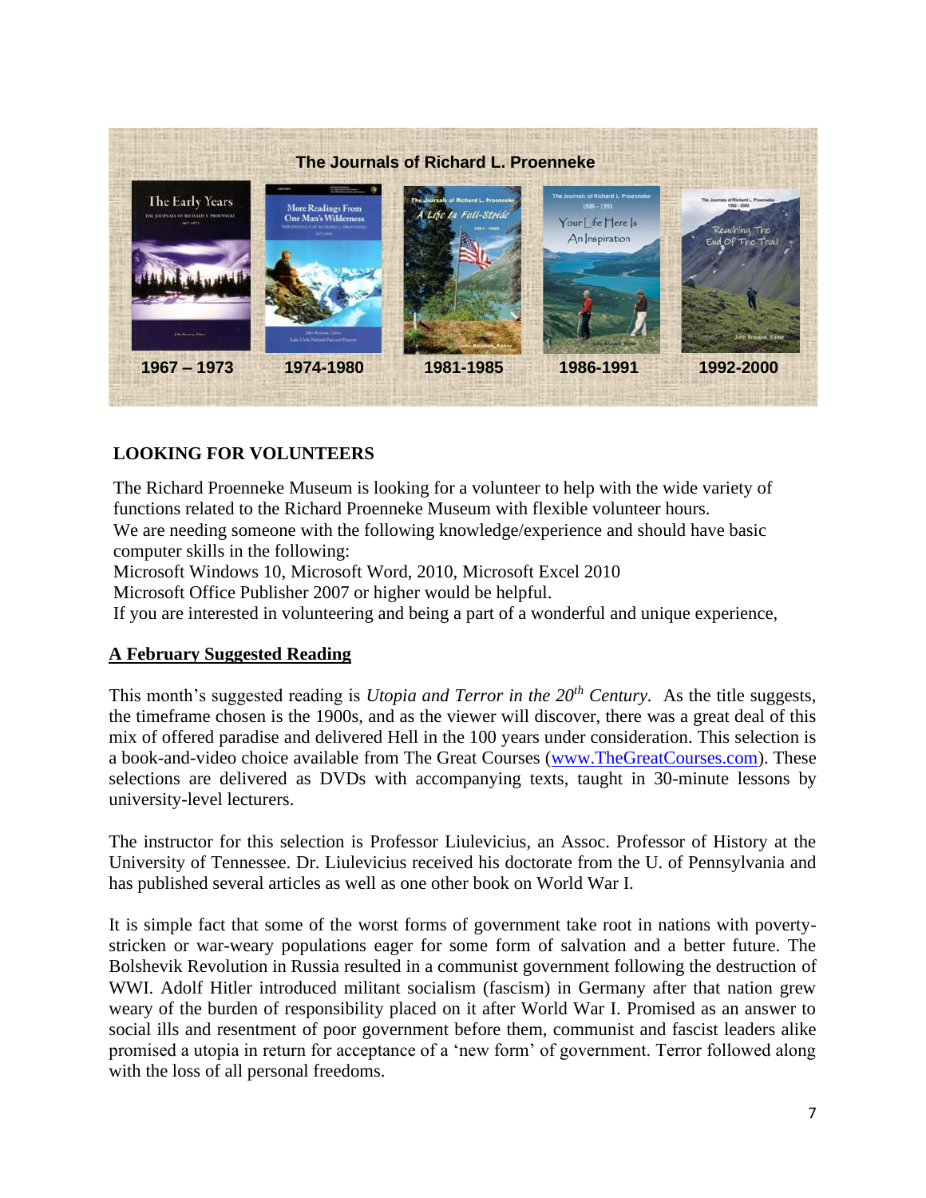The Journals of Richard L. Proenneke

1967 – 1973 | 1974-1980 | 1981-1985 | 1986-1991 | 1992-2000

**LOOKING FOR VOLUNTEERS**

The Richard Proenneke Museum is looking for a volunteer to help with the wide variety of functions related to the Richard Proenneke Museum with flexible volunteer hours.
We are needing someone with the following knowledge/experience and should have basic computer skills in the following:
Microsoft Windows 10, Microsoft Word, 2010, Microsoft Excel 2010
Microsoft Office Publisher 2007 or higher would be helpful.
If you are interested in volunteering and being a part of a wonderful and unique experience,

**A February Suggested Reading**

This month's suggested reading is *Utopia and Terror in the 20th Century.* As the title suggests, the timeframe chosen is the 1900s, and as the viewer will discover, there was a great deal of this mix of offered paradise and delivered Hell in the 100 years under consideration. This selection is a book-and-video choice available from The Great Courses (www.TheGreatCourses.com). These selections are delivered as DVDs with accompanying texts, taught in 30-minute lessons by university-level lecturers.

The instructor for this selection is Professor Liulevicius, an Assoc. Professor of History at the University of Tennessee. Dr. Liulevicius received his doctorate from the U. of Pennsylvania and has published several articles as well as one other book on World War I.

It is simple fact that some of the worst forms of government take root in nations with poverty-stricken or war-weary populations eager for some form of salvation and a better future. The Bolshevik Revolution in Russia resulted in a communist government following the destruction of WWI. Adolf Hitler introduced militant socialism (fascism) in Germany after that nation grew weary of the burden of responsibility placed on it after World War I. Promised as an answer to social ills and resentment of poor government before them, communist and fascist leaders alike promised a utopia in return for acceptance of a 'new form' of government. Terror followed along with the loss of all personal freedoms.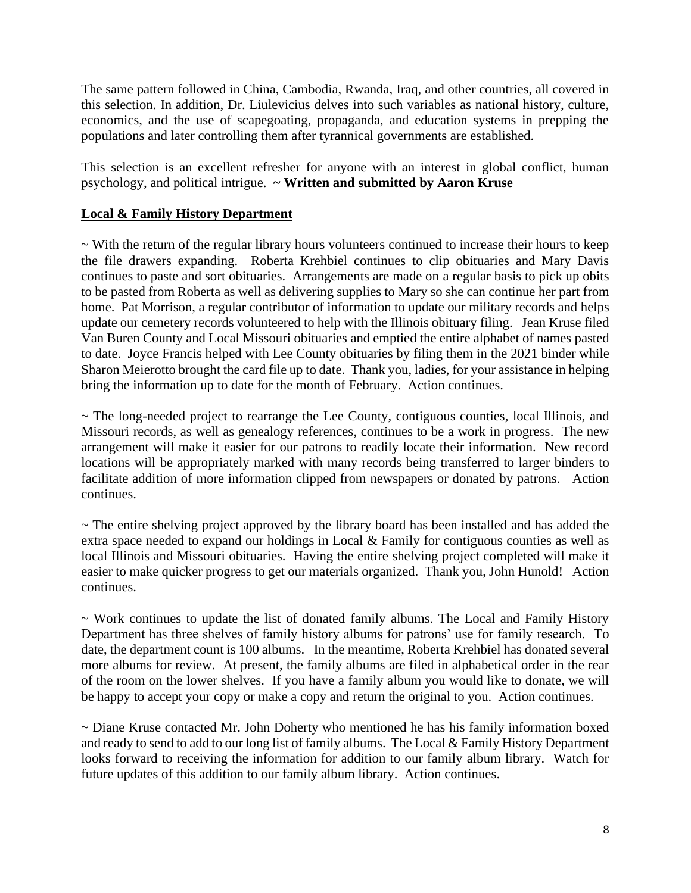The same pattern followed in China, Cambodia, Rwanda, Iraq, and other countries, all covered in this selection. In addition, Dr. Liulevicius delves into such variables as national history, culture, economics, and the use of scapegoating, propaganda, and education systems in prepping the populations and later controlling them after tyrannical governments are established.

This selection is an excellent refresher for anyone with an interest in global conflict, human psychology, and political intrigue. **~ Written and submitted by Aaron Kruse**

**Local & Family History Department**

~ With the return of the regular library hours volunteers continued to increase their hours to keep the file drawers expanding. Roberta Krehbiel continues to clip obituaries and Mary Davis continues to paste and sort obituaries. Arrangements are made on a regular basis to pick up obits to be pasted from Roberta as well as delivering supplies to Mary so she can continue her part from home. Pat Morrison, a regular contributor of information to update our military records and helps update our cemetery records volunteered to help with the Illinois obituary filing. Jean Kruse filed Van Buren County and Local Missouri obituaries and emptied the entire alphabet of names pasted to date. Joyce Francis helped with Lee County obituaries by filing them in the 2021 binder while Sharon Meierotto brought the card file up to date. Thank you, ladies, for your assistance in helping bring the information up to date for the month of February. Action continues.

~ The long-needed project to rearrange the Lee County, contiguous counties, local Illinois, and Missouri records, as well as genealogy references, continues to be a work in progress. The new arrangement will make it easier for our patrons to readily locate their information. New record locations will be appropriately marked with many records being transferred to larger binders to facilitate addition of more information clipped from newspapers or donated by patrons. Action continues.

~ The entire shelving project approved by the library board has been installed and has added the extra space needed to expand our holdings in Local & Family for contiguous counties as well as local Illinois and Missouri obituaries. Having the entire shelving project completed will make it easier to make quicker progress to get our materials organized. Thank you, John Hunold! Action continues.

~ Work continues to update the list of donated family albums. The Local and Family History Department has three shelves of family history albums for patrons' use for family research. To date, the department count is 100 albums. In the meantime, Roberta Krehbiel has donated several more albums for review. At present, the family albums are filed in alphabetical order in the rear of the room on the lower shelves. If you have a family album you would like to donate, we will be happy to accept your copy or make a copy and return the original to you. Action continues.

~ Diane Kruse contacted Mr. John Doherty who mentioned he has his family information boxed and ready to send to add to our long list of family albums. The Local & Family History Department looks forward to receiving the information for addition to our family album library. Watch for future updates of this addition to our family album library. Action continues.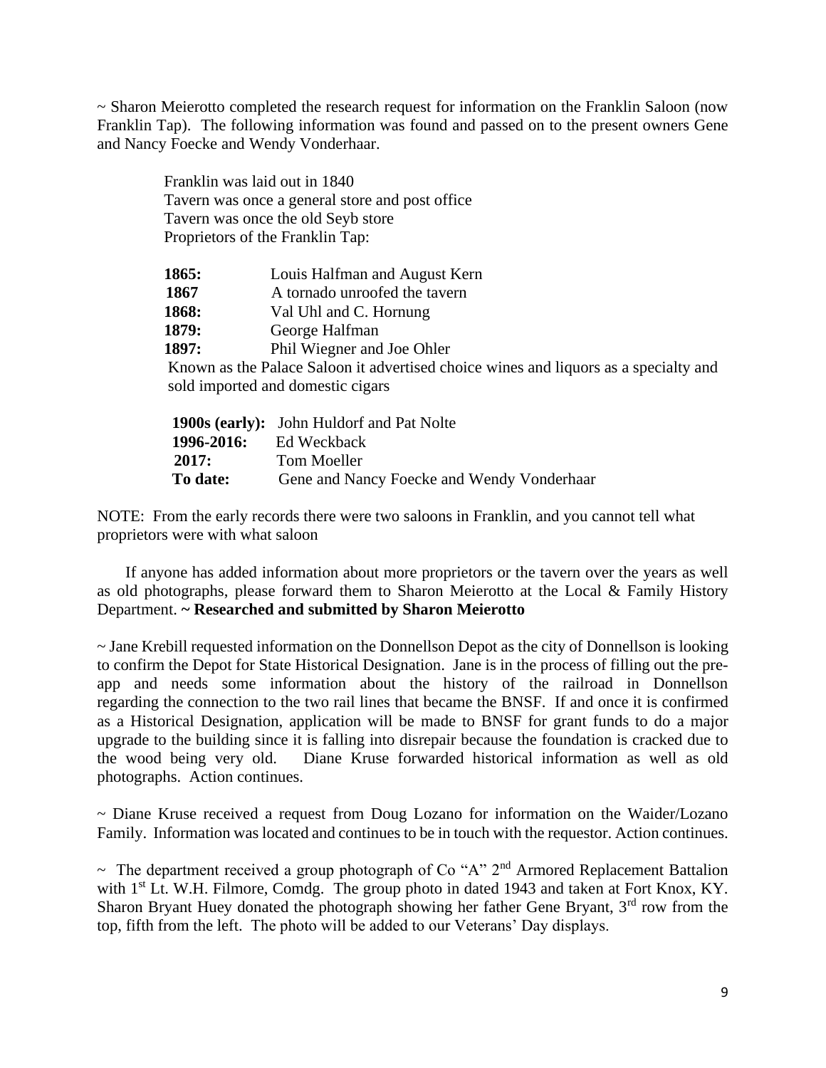~ Sharon Meierotto completed the research request for information on the Franklin Saloon (now Franklin Tap). The following information was found and passed on to the present owners Gene and Nancy Foecke and Wendy Vonderhaar.

Franklin was laid out in 1840
Tavern was once a general store and post office
Tavern was once the old Seyb store
Proprietors of the Franklin Tap:

**1865:** Louis Halfman and August Kern
**1867** A tornado unroofed the tavern
**1868:** Val Uhl and C. Hornung
**1879:** George Halfman
**1897:** Phil Wiegner and Joe Ohler
Known as the Palace Saloon it advertised choice wines and liquors as a specialty and sold imported and domestic cigars

**1900s (early):** John Huldorf and Pat Nolte
**1996-2016:** Ed Weckback
**2017:** Tom Moeller
**To date:** Gene and Nancy Foecke and Wendy Vonderhaar

NOTE: From the early records there were two saloons in Franklin, and you cannot tell what proprietors were with what saloon

If anyone has added information about more proprietors or the tavern over the years as well as old photographs, please forward them to Sharon Meierotto at the Local & Family History Department. **~ Researched and submitted by Sharon Meierotto**

~ Jane Krebill requested information on the Donnellson Depot as the city of Donnellson is looking to confirm the Depot for State Historical Designation. Jane is in the process of filling out the pre-app and needs some information about the history of the railroad in Donnellson regarding the connection to the two rail lines that became the BNSF. If and once it is confirmed as a Historical Designation, application will be made to BNSF for grant funds to do a major upgrade to the building since it is falling into disrepair because the foundation is cracked due to the wood being very old. Diane Kruse forwarded historical information as well as old photographs. Action continues.

~ Diane Kruse received a request from Doug Lozano for information on the Waider/Lozano Family. Information was located and continues to be in touch with the requestor. Action continues.

~ The department received a group photograph of Co "A" 2nd Armored Replacement Battalion with 1st Lt. W.H. Filmore, Comdg. The group photo in dated 1943 and taken at Fort Knox, KY. Sharon Bryant Huey donated the photograph showing her father Gene Bryant, 3rd row from the top, fifth from the left. The photo will be added to our Veterans' Day displays.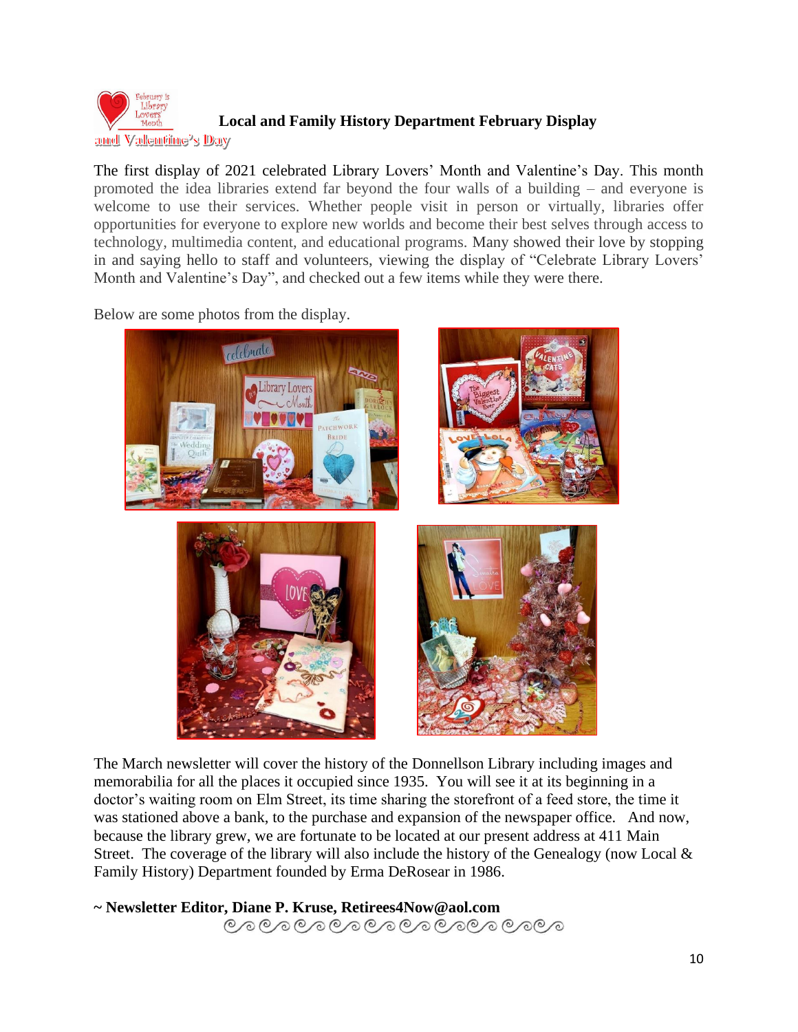## Local and Family History Department February Display

The first display of 2021 celebrated Library Lovers' Month and Valentine's Day. This month promoted the idea libraries extend far beyond the four walls of a building – and everyone is welcome to use their services. Whether people visit in person or virtually, libraries offer opportunities for everyone to explore new worlds and become their best selves through access to technology, multimedia content, and educational programs. Many showed their love by stopping in and saying hello to staff and volunteers, viewing the display of "Celebrate Library Lovers' Month and Valentine's Day", and checked out a few items while they were there.

Below are some photos from the display.

The March newsletter will cover the history of the Donnellson Library including images and memorabilia for all the places it occupied since 1935. You will see it at its beginning in a doctor's waiting room on Elm Street, its time sharing the storefront of a feed store, the time it was stationed above a bank, to the purchase and expansion of the newspaper office. And now, because the library grew, we are fortunate to be located at our present address at 411 Main Street. The coverage of the library will also include the history of the Genealogy (now Local & Family History) Department founded by Erma DeRosear in 1986.

**~ Newsletter Editor, Diane P. Kruse, Retirees4Now@aol.com**